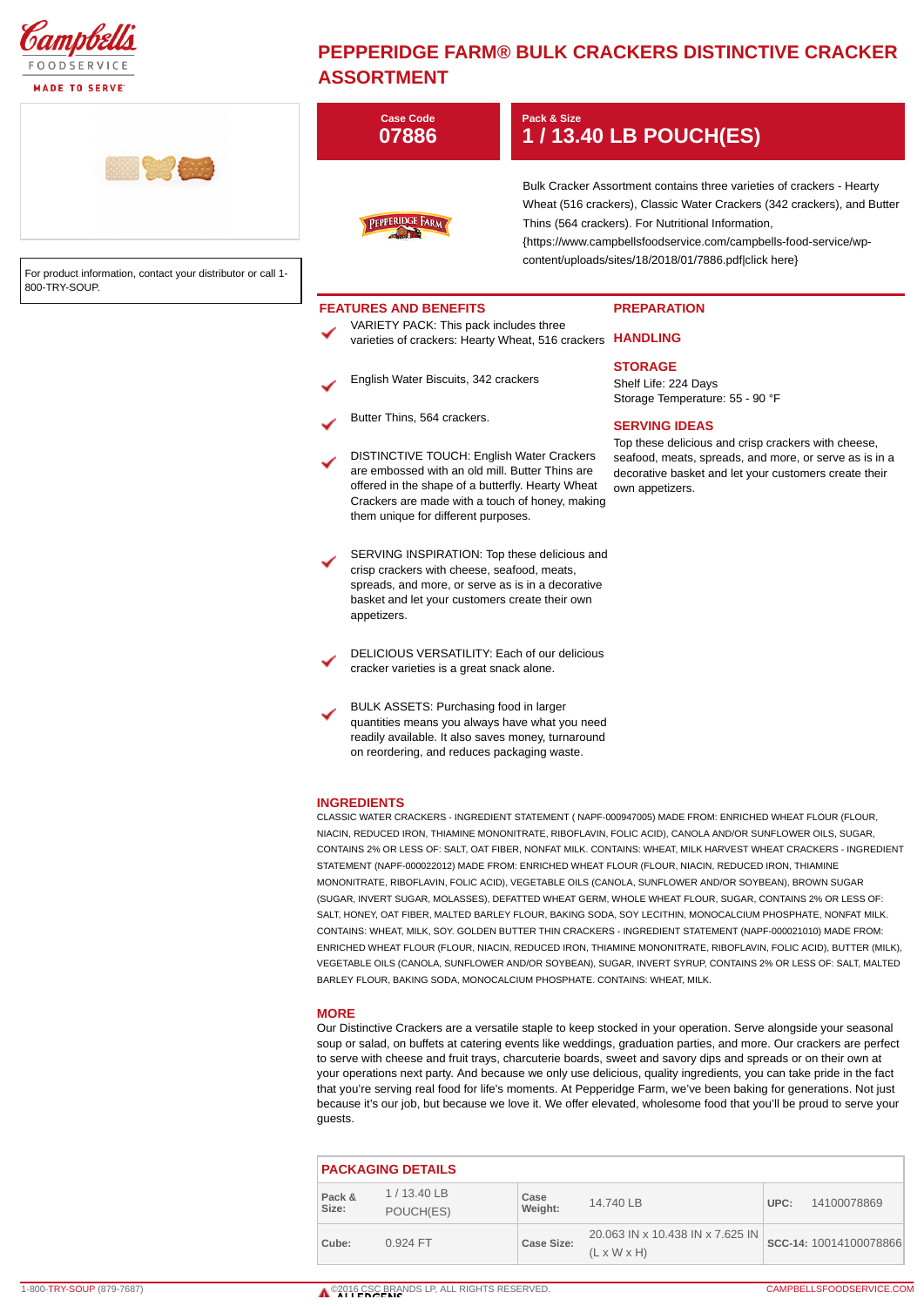Campbell's FOODSERVICE MADE TO SERVE

# PEPPERIDGE FARM® BULK CRACKERS DISTINCTIVE CRACKER ASSORTMENT

For product information, contact your distributor or call 1-800-TRY-SOUP.

**Case Code**
07886

**Pack & Size**
1 / 13.40 LB POUCH(ES)

Bulk Cracker Assortment contains three varieties of crackers - Hearty Wheat (516 crackers), Classic Water Crackers (342 crackers), and Butter Thins (564 crackers). For Nutritional Information, {https://www.campbellsfoodservice.com/campbells-food-service/wp-content/uploads/sites/18/2018/01/7886.pdf|click here}

## FEATURES AND BENEFITS

- VARIETY PACK: This pack includes three varieties of crackers: Hearty Wheat, 516 crackers
- English Water Biscuits, 342 crackers
- Butter Thins, 564 crackers.
- DISTINCTIVE TOUCH: English Water Crackers are embossed with an old mill. Butter Thins are offered in the shape of a butterfly. Hearty Wheat Crackers are made with a touch of honey, making them unique for different purposes.
- SERVING INSPIRATION: Top these delicious and crisp crackers with cheese, seafood, meats, spreads, and more, or serve as is in a decorative basket and let your customers create their own appetizers.
- DELICIOUS VERSATILITY: Each of our delicious cracker varieties is a great snack alone.
- BULK ASSETS: Purchasing food in larger quantities means you always have what you need readily available. It also saves money, turnaround on reordering, and reduces packaging waste.

## PREPARATION

## HANDLING

## STORAGE

Shelf Life: 224 Days
Storage Temperature: 55 - 90 °F

## SERVING IDEAS

Top these delicious and crisp crackers with cheese, seafood, meats, spreads, and more, or serve as is in a decorative basket and let your customers create their own appetizers.

## INGREDIENTS

CLASSIC WATER CRACKERS - INGREDIENT STATEMENT ( NAPF-000947005) MADE FROM: ENRICHED WHEAT FLOUR (FLOUR, NIACIN, REDUCED IRON, THIAMINE MONONITRATE, RIBOFLAVIN, FOLIC ACID), CANOLA AND/OR SUNFLOWER OILS, SUGAR, CONTAINS 2% OR LESS OF: SALT, OAT FIBER, NONFAT MILK. CONTAINS: WHEAT, MILK HARVEST WHEAT CRACKERS - INGREDIENT STATEMENT (NAPF-000022012) MADE FROM: ENRICHED WHEAT FLOUR (FLOUR, NIACIN, REDUCED IRON, THIAMINE MONONITRATE, RIBOFLAVIN, FOLIC ACID), VEGETABLE OILS (CANOLA, SUNFLOWER AND/OR SOYBEAN), BROWN SUGAR (SUGAR, INVERT SUGAR, MOLASSES), DEFATTED WHEAT GERM, WHOLE WHEAT FLOUR, SUGAR, CONTAINS 2% OR LESS OF: SALT, HONEY, OAT FIBER, MALTED BARLEY FLOUR, BAKING SODA, SOY LECITHIN, MONOCALCIUM PHOSPHATE, NONFAT MILK. CONTAINS: WHEAT, MILK, SOY. GOLDEN BUTTER THIN CRACKERS - INGREDIENT STATEMENT (NAPF-000021010) MADE FROM: ENRICHED WHEAT FLOUR (FLOUR, NIACIN, REDUCED IRON, THIAMINE MONONITRATE, RIBOFLAVIN, FOLIC ACID), BUTTER (MILK), VEGETABLE OILS (CANOLA, SUNFLOWER AND/OR SOYBEAN), SUGAR, INVERT SYRUP, CONTAINS 2% OR LESS OF: SALT, MALTED BARLEY FLOUR, BAKING SODA, MONOCALCIUM PHOSPHATE. CONTAINS: WHEAT, MILK.

## MORE

Our Distinctive Crackers are a versatile staple to keep stocked in your operation. Serve alongside your seasonal soup or salad, on buffets at catering events like weddings, graduation parties, and more. Our crackers are perfect to serve with cheese and fruit trays, charcuterie boards, sweet and savory dips and spreads or on their own at your operations next party. And because we only use delicious, quality ingredients, you can take pride in the fact that you're serving real food for life's moments. At Pepperidge Farm, we've been baking for generations. Not just because it's our job, but because we love it. We offer elevated, wholesome food that you'll be proud to serve your guests.

## PACKAGING DETAILS

| | | | | | |
|---|---|---|---|---|---|
| **Pack & Size:** | 1 / 13.40 LB POUCH(ES) | **Case Weight:** | 14.740 LB | **UPC:** | 14100078869 |
| **Cube:** | 0.924 FT | **Case Size:** | 20.063 IN x 10.438 IN x 7.625 IN (L x W x H) | **SCC-14:** | 10014100078866 |

## ALLERGENS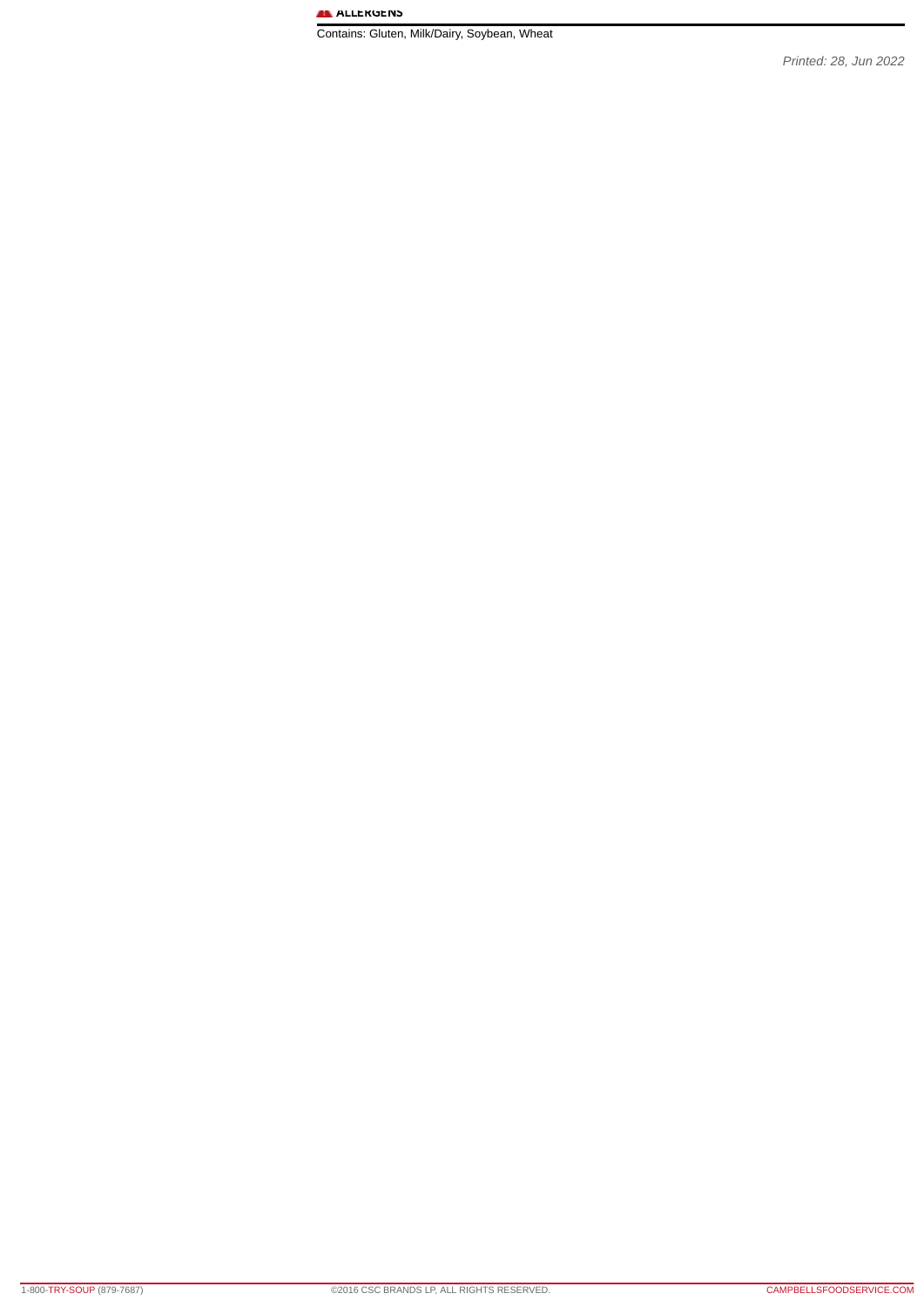## ALLERGENS

Contains: Gluten, Milk/Dairy, Soybean, Wheat

*Printed: 28, Jun 2022*